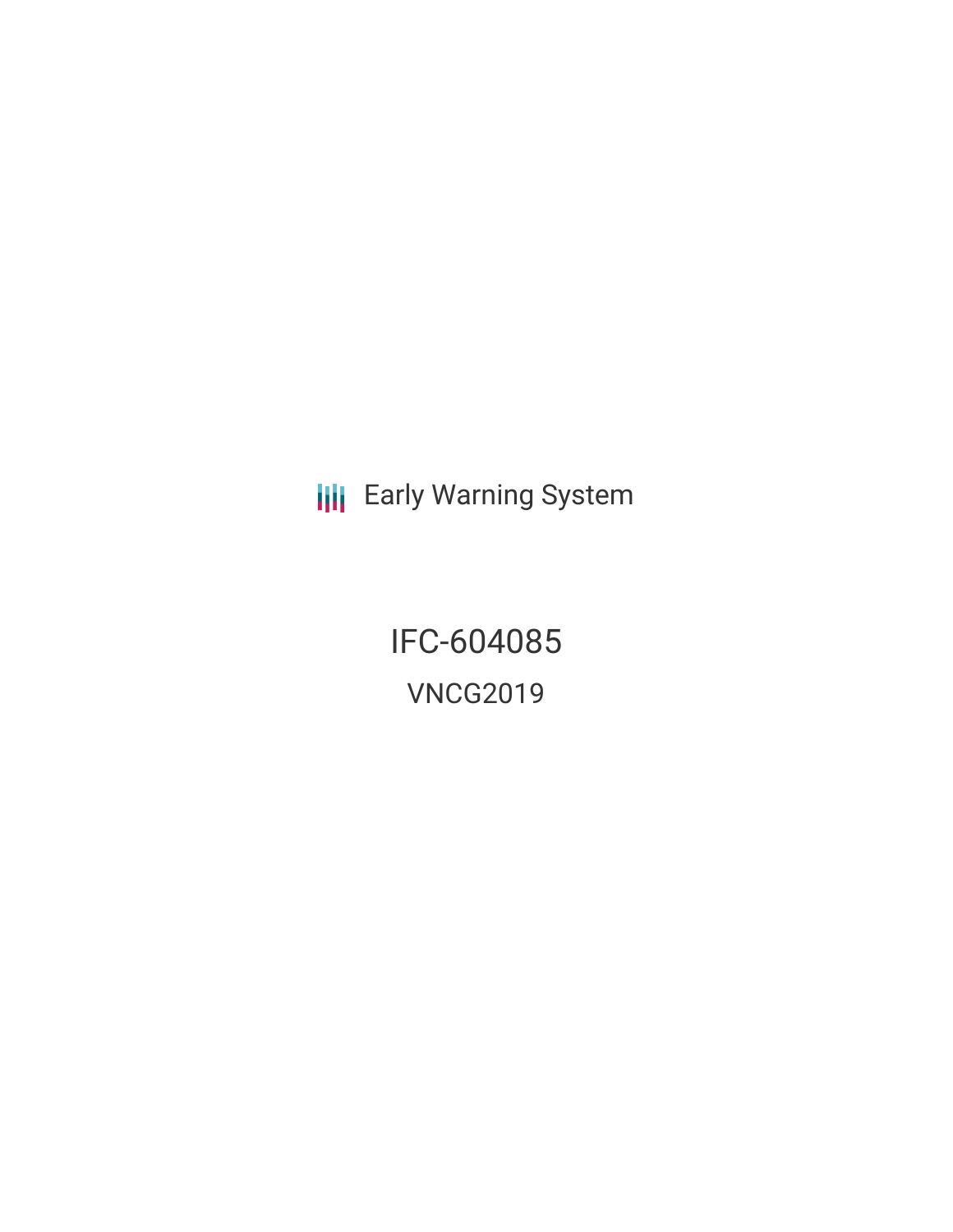Early Warning System

# IFC-604085

## VNCG2019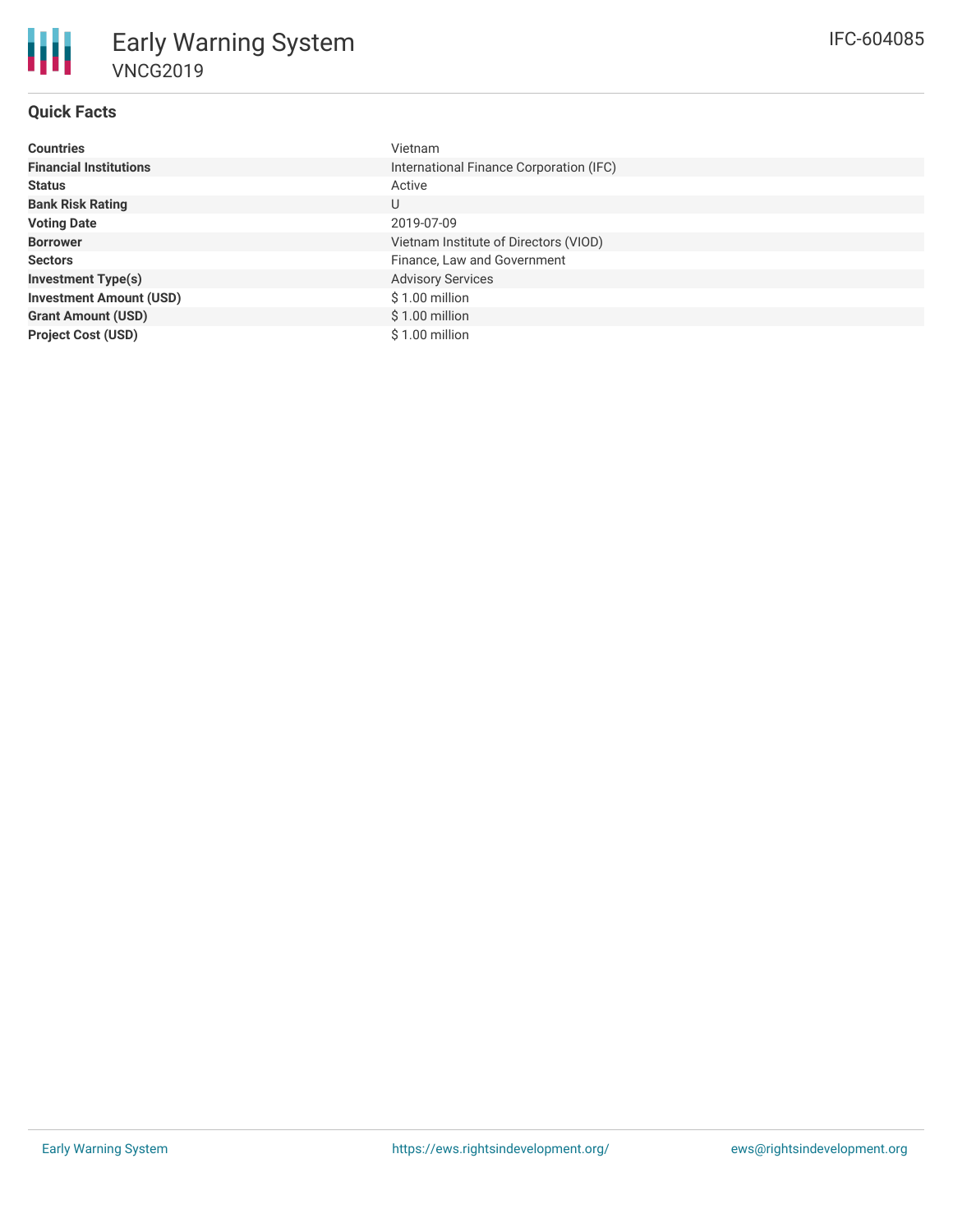# Early Warning System

## VNCG2019

IFC-604085

### Quick Facts

| | |
|---|---|
| **Countries** | Vietnam |
| **Financial Institutions** | International Finance Corporation (IFC) |
| **Status** | Active |
| **Bank Risk Rating** | U |
| **Voting Date** | 2019-07-09 |
| **Borrower** | Vietnam Institute of Directors (VIOD) |
| **Sectors** | Finance, Law and Government |
| **Investment Type(s)** | Advisory Services |
| **Investment Amount (USD)** | $ 1.00 million |
| **Grant Amount (USD)** | $ 1.00 million |
| **Project Cost (USD)** | $ 1.00 million |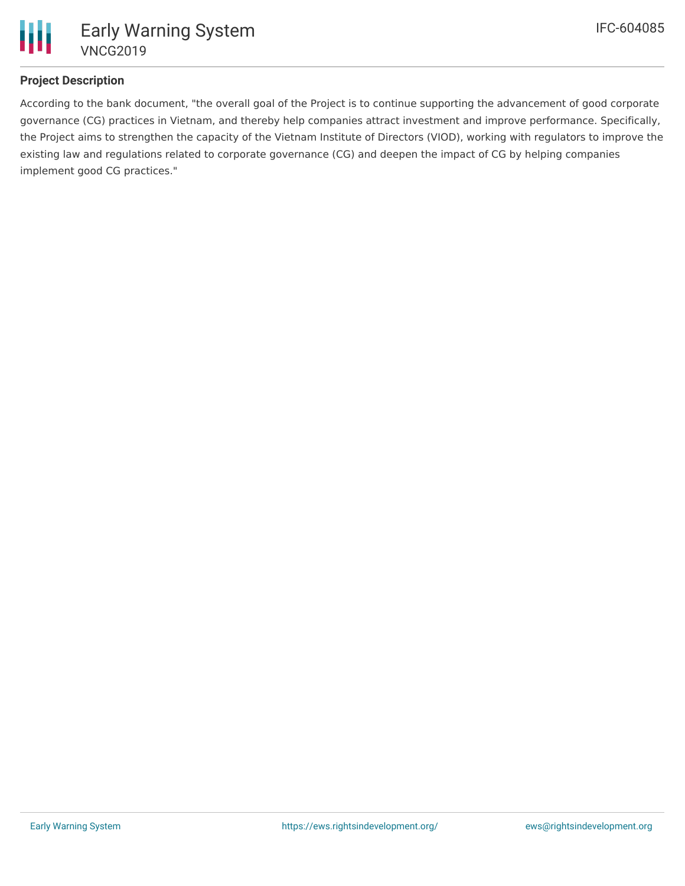## Project Description

According to the bank document, "the overall goal of the Project is to continue supporting the advancement of good corporate governance (CG) practices in Vietnam, and thereby help companies attract investment and improve performance. Specifically, the Project aims to strengthen the capacity of the Vietnam Institute of Directors (VIOD), working with regulators to improve the existing law and regulations related to corporate governance (CG) and deepen the impact of CG by helping companies implement good CG practices."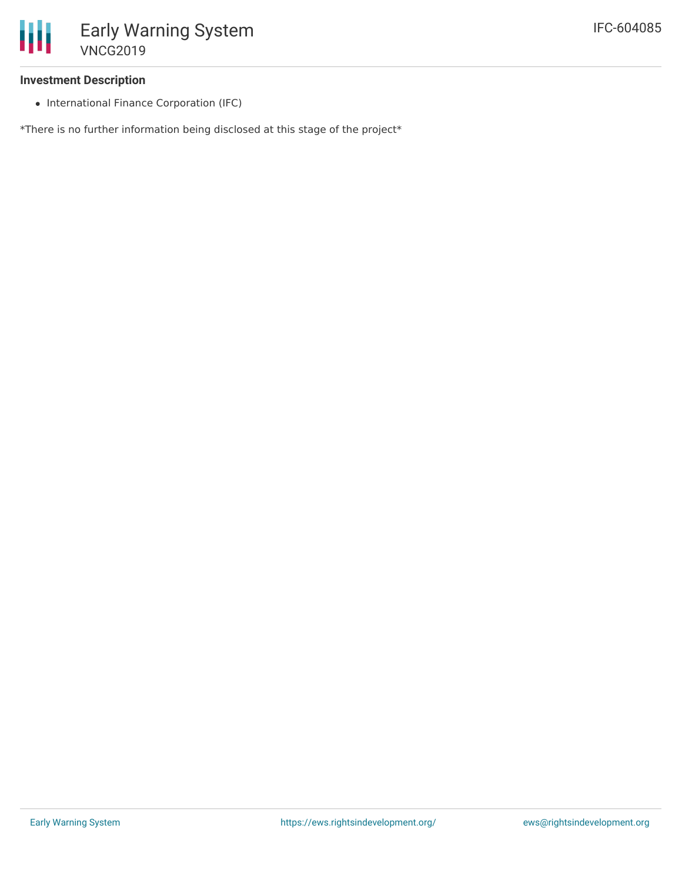## Investment Description

- International Finance Corporation (IFC)

*There is no further information being disclosed at this stage of the project*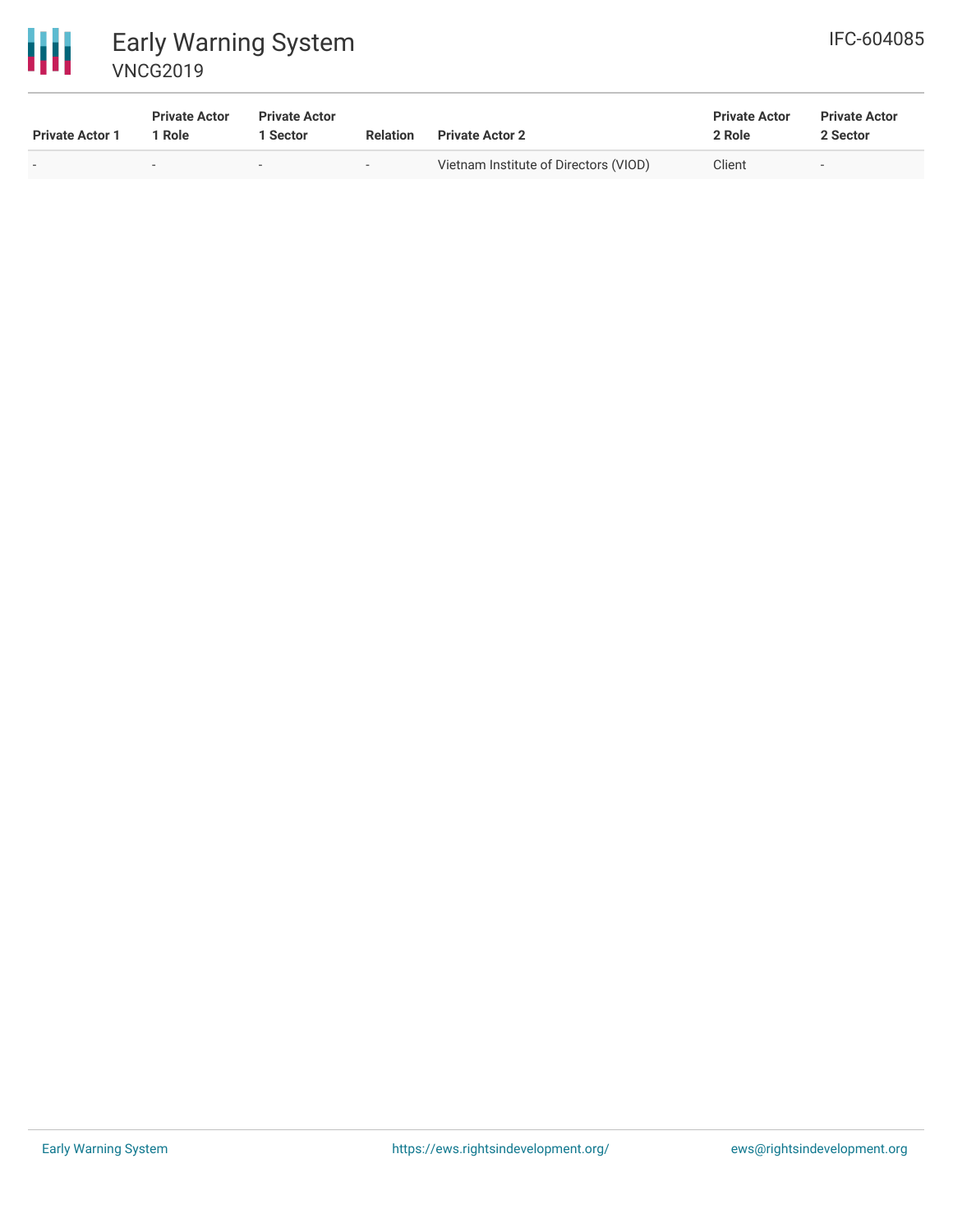| Private Actor 1 | Private Actor 1 Role | Private Actor 1 Sector | Relation | Private Actor 2 | Private Actor 2 Role | Private Actor 2 Sector |
| --- | --- | --- | --- | --- | --- | --- |
| - | - | - | - | Vietnam Institute of Directors (VIOD) | Client | - |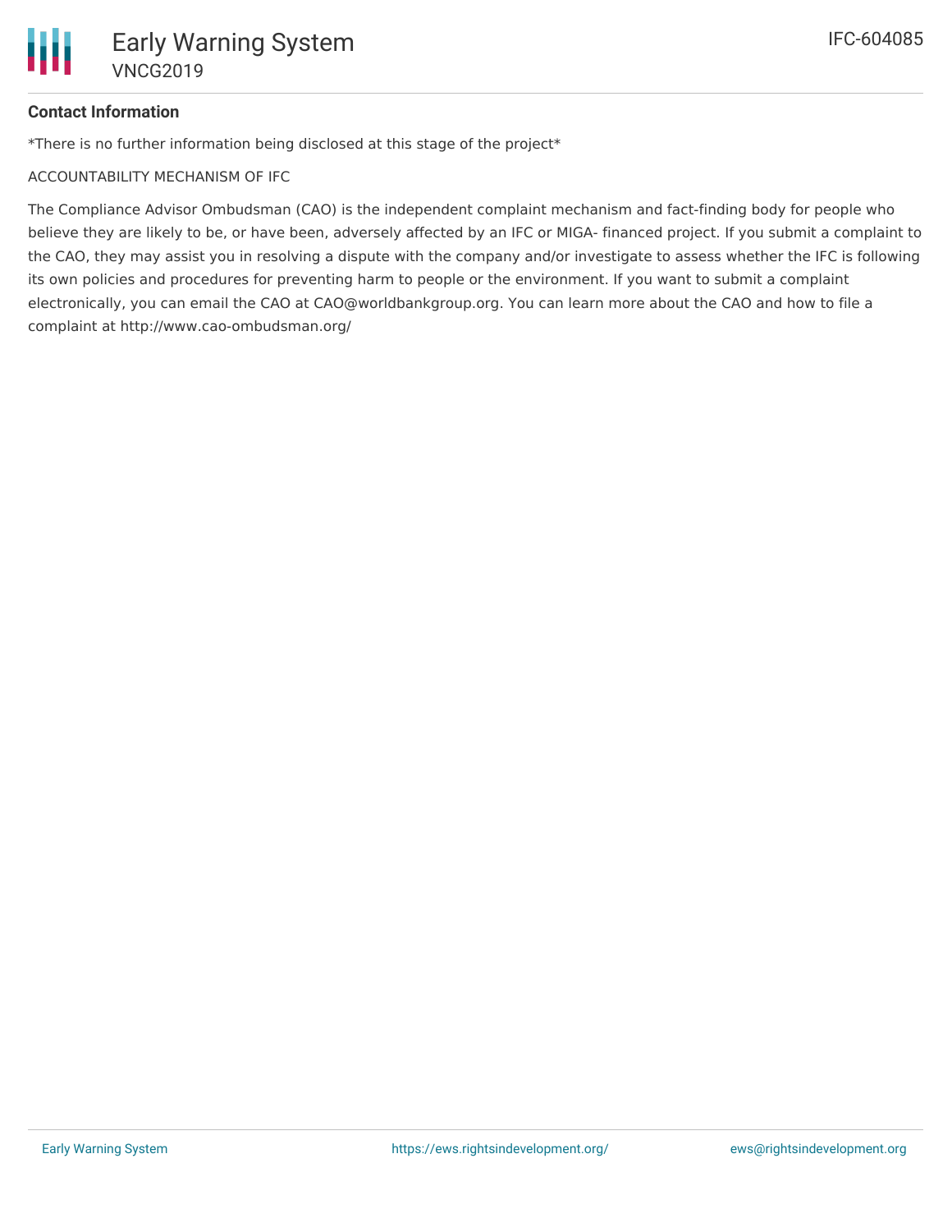**Contact Information**

*There is no further information being disclosed at this stage of the project*

ACCOUNTABILITY MECHANISM OF IFC

The Compliance Advisor Ombudsman (CAO) is the independent complaint mechanism and fact-finding body for people who believe they are likely to be, or have been, adversely affected by an IFC or MIGA- financed project. If you submit a complaint to the CAO, they may assist you in resolving a dispute with the company and/or investigate to assess whether the IFC is following its own policies and procedures for preventing harm to people or the environment. If you want to submit a complaint electronically, you can email the CAO at CAO@worldbankgroup.org. You can learn more about the CAO and how to file a complaint at http://www.cao-ombudsman.org/